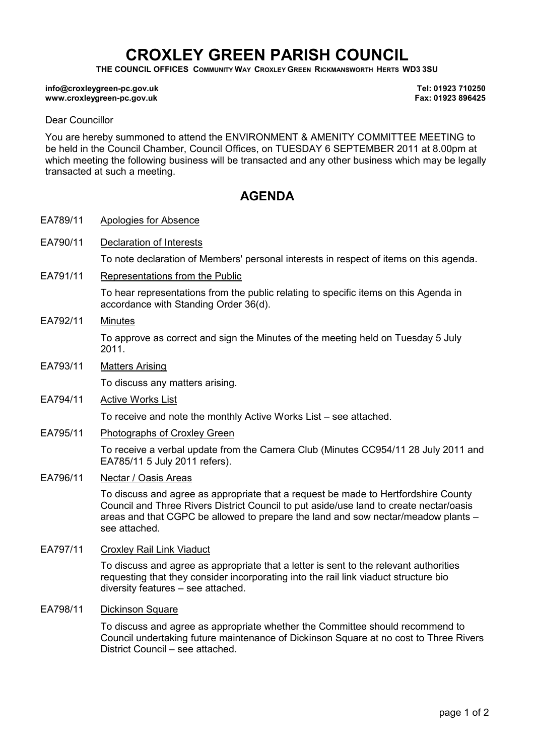# CROXLEY GREEN PARISH COUNCIL

**THE COUNCIL OFFICES COMMUNITY WAY CROXLEY GREEN RICKMANSWORTH HERTS WD3 3SU**

**info@croxleygreen-pc.gov.uk** **Tel: 01923 710250**
**www.croxleygreen-pc.gov.uk** **Fax: 01923 896425**

Dear Councillor

You are hereby summoned to attend the ENVIRONMENT & AMENITY COMMITTEE MEETING to be held in the Council Chamber, Council Offices, on TUESDAY 6 SEPTEMBER 2011 at 8.00pm at which meeting the following business will be transacted and any other business which may be legally transacted at such a meeting.

## AGENDA

EA789/11 Apologies for Absence

EA790/11 Declaration of Interests

To note declaration of Members' personal interests in respect of items on this agenda.

EA791/11 Representations from the Public

To hear representations from the public relating to specific items on this Agenda in accordance with Standing Order 36(d).

EA792/11 Minutes

To approve as correct and sign the Minutes of the meeting held on Tuesday 5 July 2011.

EA793/11 Matters Arising

To discuss any matters arising.

EA794/11 Active Works List

To receive and note the monthly Active Works List – see attached.

EA795/11 Photographs of Croxley Green

To receive a verbal update from the Camera Club (Minutes CC954/11 28 July 2011 and EA785/11 5 July 2011 refers).

EA796/11 Nectar / Oasis Areas

To discuss and agree as appropriate that a request be made to Hertfordshire County Council and Three Rivers District Council to put aside/use land to create nectar/oasis areas and that CGPC be allowed to prepare the land and sow nectar/meadow plants – see attached.

EA797/11 Croxley Rail Link Viaduct

To discuss and agree as appropriate that a letter is sent to the relevant authorities requesting that they consider incorporating into the rail link viaduct structure bio diversity features – see attached.

EA798/11 Dickinson Square

To discuss and agree as appropriate whether the Committee should recommend to Council undertaking future maintenance of Dickinson Square at no cost to Three Rivers District Council – see attached.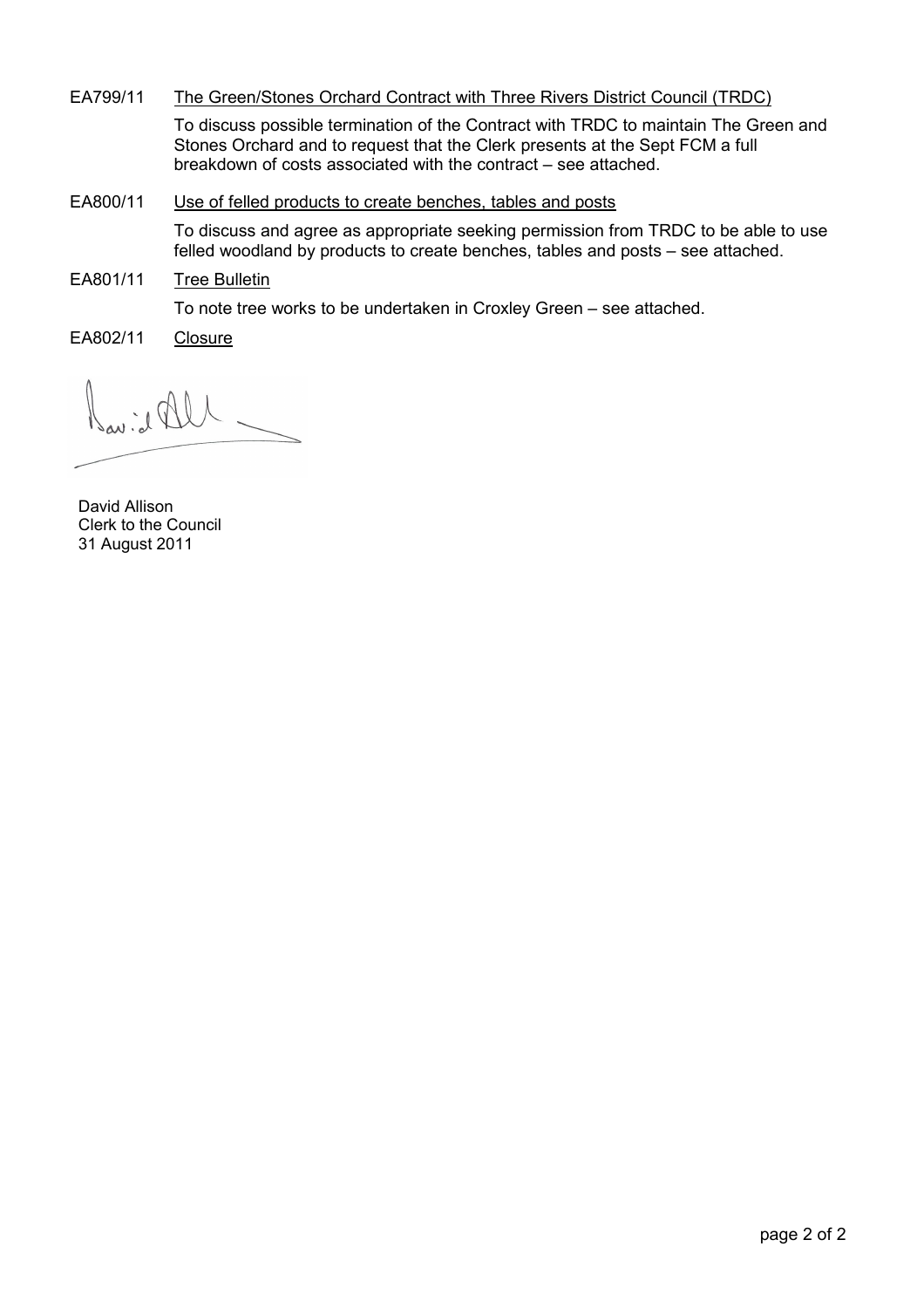EA799/11 The Green/Stones Orchard Contract with Three Rivers District Council (TRDC)

To discuss possible termination of the Contract with TRDC to maintain The Green and Stones Orchard and to request that the Clerk presents at the Sept FCM a full breakdown of costs associated with the contract – see attached.

EA800/11 Use of felled products to create benches, tables and posts

To discuss and agree as appropriate seeking permission from TRDC to be able to use felled woodland by products to create benches, tables and posts – see attached.

EA801/11 Tree Bulletin

To note tree works to be undertaken in Croxley Green – see attached.

EA802/11 Closure

David Allison
Clerk to the Council
31 August 2011